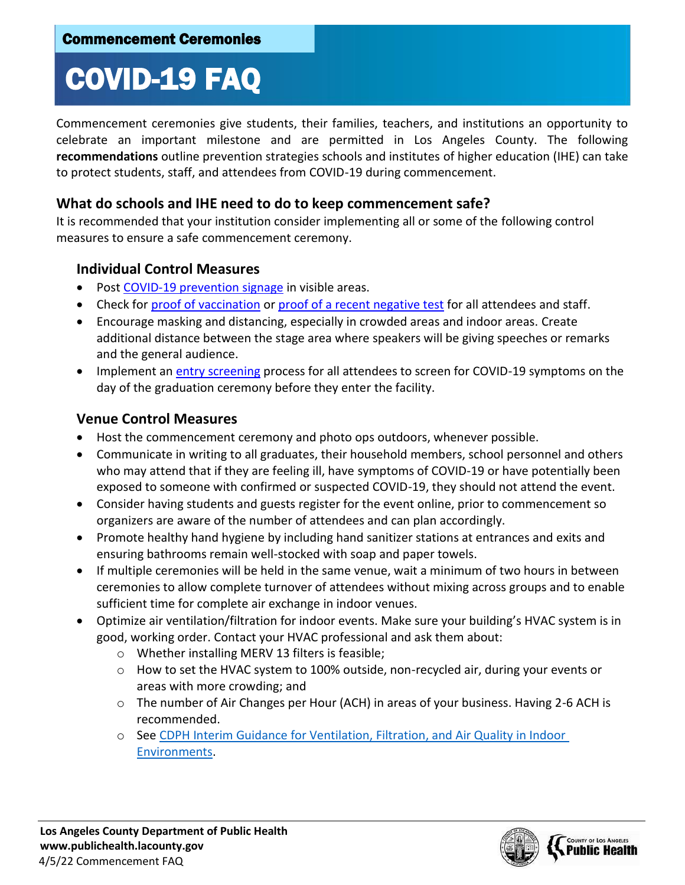**Commencement Ceremonies**

# COVID-19 FAQ

Commencement ceremonies give students, their families, teachers, and institutions an opportunity to celebrate an important milestone and are permitted in Los Angeles County. The following **recommendations** outline prevention strategies schools and institutes of higher education (IHE) can take to protect students, staff, and attendees from COVID-19 during commencement.

## What do schools and IHE need to do to keep commencement safe?

It is recommended that your institution consider implementing all or some of the following control measures to ensure a safe commencement ceremony.

### Individual Control Measures

- Post COVID-19 prevention signage in visible areas.
- Check for proof of vaccination or proof of a recent negative test for all attendees and staff.
- Encourage masking and distancing, especially in crowded areas and indoor areas. Create additional distance between the stage area where speakers will be giving speeches or remarks and the general audience.
- Implement an entry screening process for all attendees to screen for COVID-19 symptoms on the day of the graduation ceremony before they enter the facility.

### Venue Control Measures

- Host the commencement ceremony and photo ops outdoors, whenever possible.
- Communicate in writing to all graduates, their household members, school personnel and others who may attend that if they are feeling ill, have symptoms of COVID-19 or have potentially been exposed to someone with confirmed or suspected COVID-19, they should not attend the event.
- Consider having students and guests register for the event online, prior to commencement so organizers are aware of the number of attendees and can plan accordingly.
- Promote healthy hand hygiene by including hand sanitizer stations at entrances and exits and ensuring bathrooms remain well-stocked with soap and paper towels.
- If multiple ceremonies will be held in the same venue, wait a minimum of two hours in between ceremonies to allow complete turnover of attendees without mixing across groups and to enable sufficient time for complete air exchange in indoor venues.
- Optimize air ventilation/filtration for indoor events. Make sure your building's HVAC system is in good, working order. Contact your HVAC professional and ask them about:
  - Whether installing MERV 13 filters is feasible;
  - How to set the HVAC system to 100% outside, non-recycled air, during your events or areas with more crowding; and
  - The number of Air Changes per Hour (ACH) in areas of your business. Having 2-6 ACH is recommended.
  - See CDPH Interim Guidance for Ventilation, Filtration, and Air Quality in Indoor Environments.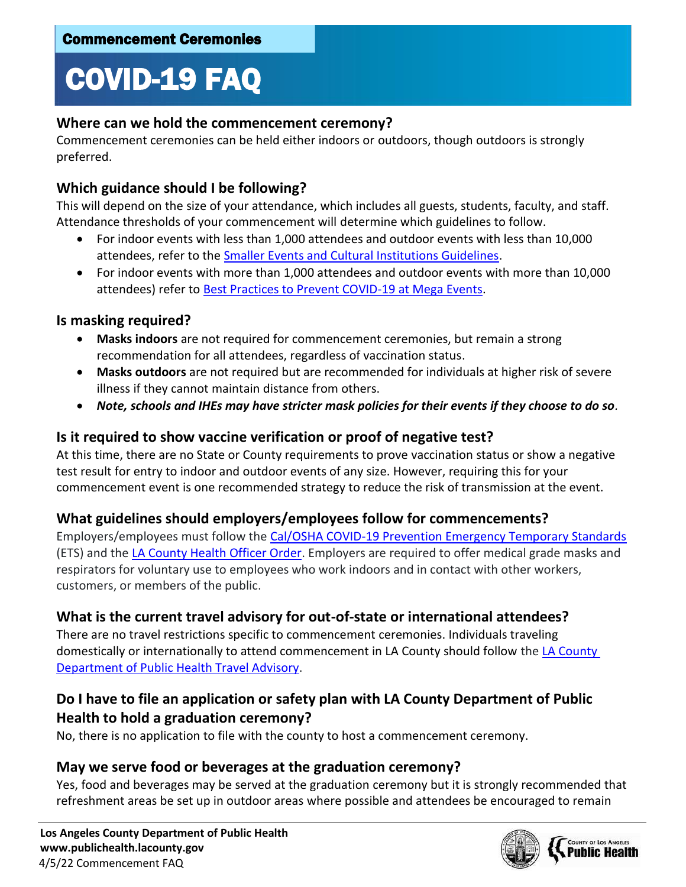Commencement Ceremonies

# COVID-19 FAQ

## Where can we hold the commencement ceremony?

Commencement ceremonies can be held either indoors or outdoors, though outdoors is strongly preferred.

## Which guidance should I be following?

This will depend on the size of your attendance, which includes all guests, students, faculty, and staff. Attendance thresholds of your commencement will determine which guidelines to follow.

- For indoor events with less than 1,000 attendees and outdoor events with less than 10,000 attendees, refer to the Smaller Events and Cultural Institutions Guidelines.
- For indoor events with more than 1,000 attendees and outdoor events with more than 10,000 attendees) refer to Best Practices to Prevent COVID-19 at Mega Events.

## Is masking required?

- **Masks indoors** are not required for commencement ceremonies, but remain a strong recommendation for all attendees, regardless of vaccination status.
- **Masks outdoors** are not required but are recommended for individuals at higher risk of severe illness if they cannot maintain distance from others.
- ***Note, schools and IHEs may have stricter mask policies for their events if they choose to do so.***

## Is it required to show vaccine verification or proof of negative test?

At this time, there are no State or County requirements to prove vaccination status or show a negative test result for entry to indoor and outdoor events of any size. However, requiring this for your commencement event is one recommended strategy to reduce the risk of transmission at the event.

## What guidelines should employers/employees follow for commencements?

Employers/employees must follow the Cal/OSHA COVID-19 Prevention Emergency Temporary Standards (ETS) and the LA County Health Officer Order. Employers are required to offer medical grade masks and respirators for voluntary use to employees who work indoors and in contact with other workers, customers, or members of the public.

## What is the current travel advisory for out-of-state or international attendees?

There are no travel restrictions specific to commencement ceremonies. Individuals traveling domestically or internationally to attend commencement in LA County should follow the LA County Department of Public Health Travel Advisory.

## Do I have to file an application or safety plan with LA County Department of Public Health to hold a graduation ceremony?

No, there is no application to file with the county to host a commencement ceremony.

## May we serve food or beverages at the graduation ceremony?

Yes, food and beverages may be served at the graduation ceremony but it is strongly recommended that refreshment areas be set up in outdoor areas where possible and attendees be encouraged to remain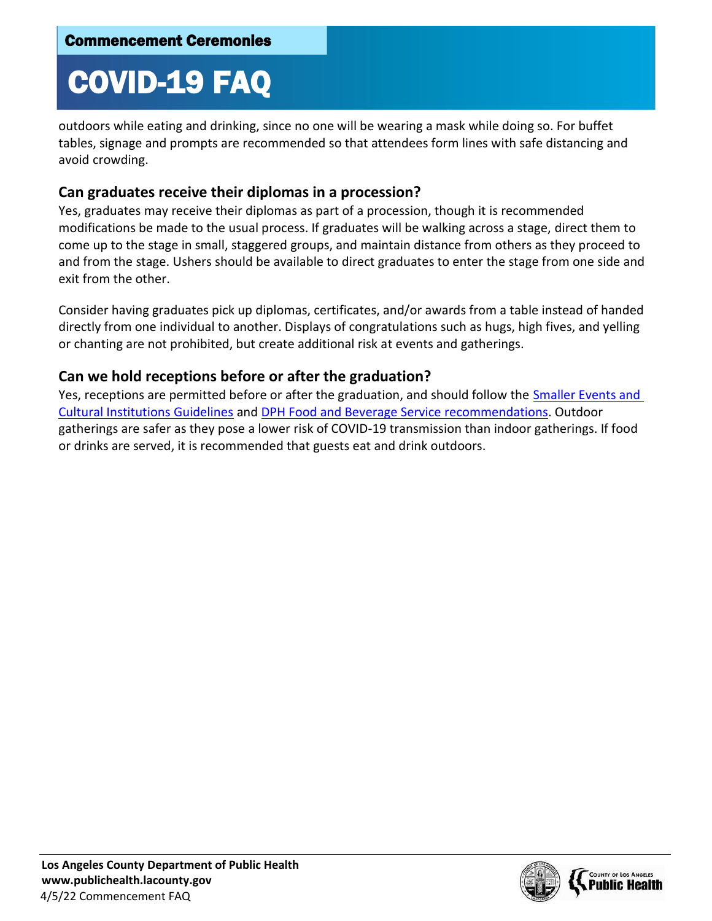outdoors while eating and drinking, since no one will be wearing a mask while doing so. For buffet tables, signage and prompts are recommended so that attendees form lines with safe distancing and avoid crowding.

## Can graduates receive their diplomas in a procession?

Yes, graduates may receive their diplomas as part of a procession, though it is recommended modifications be made to the usual process. If graduates will be walking across a stage, direct them to come up to the stage in small, staggered groups, and maintain distance from others as they proceed to and from the stage. Ushers should be available to direct graduates to enter the stage from one side and exit from the other.

Consider having graduates pick up diplomas, certificates, and/or awards from a table instead of handed directly from one individual to another. Displays of congratulations such as hugs, high fives, and yelling or chanting are not prohibited, but create additional risk at events and gatherings.

## Can we hold receptions before or after the graduation?

Yes, receptions are permitted before or after the graduation, and should follow the Smaller Events and Cultural Institutions Guidelines and DPH Food and Beverage Service recommendations. Outdoor gatherings are safer as they pose a lower risk of COVID-19 transmission than indoor gatherings. If food or drinks are served, it is recommended that guests eat and drink outdoors.